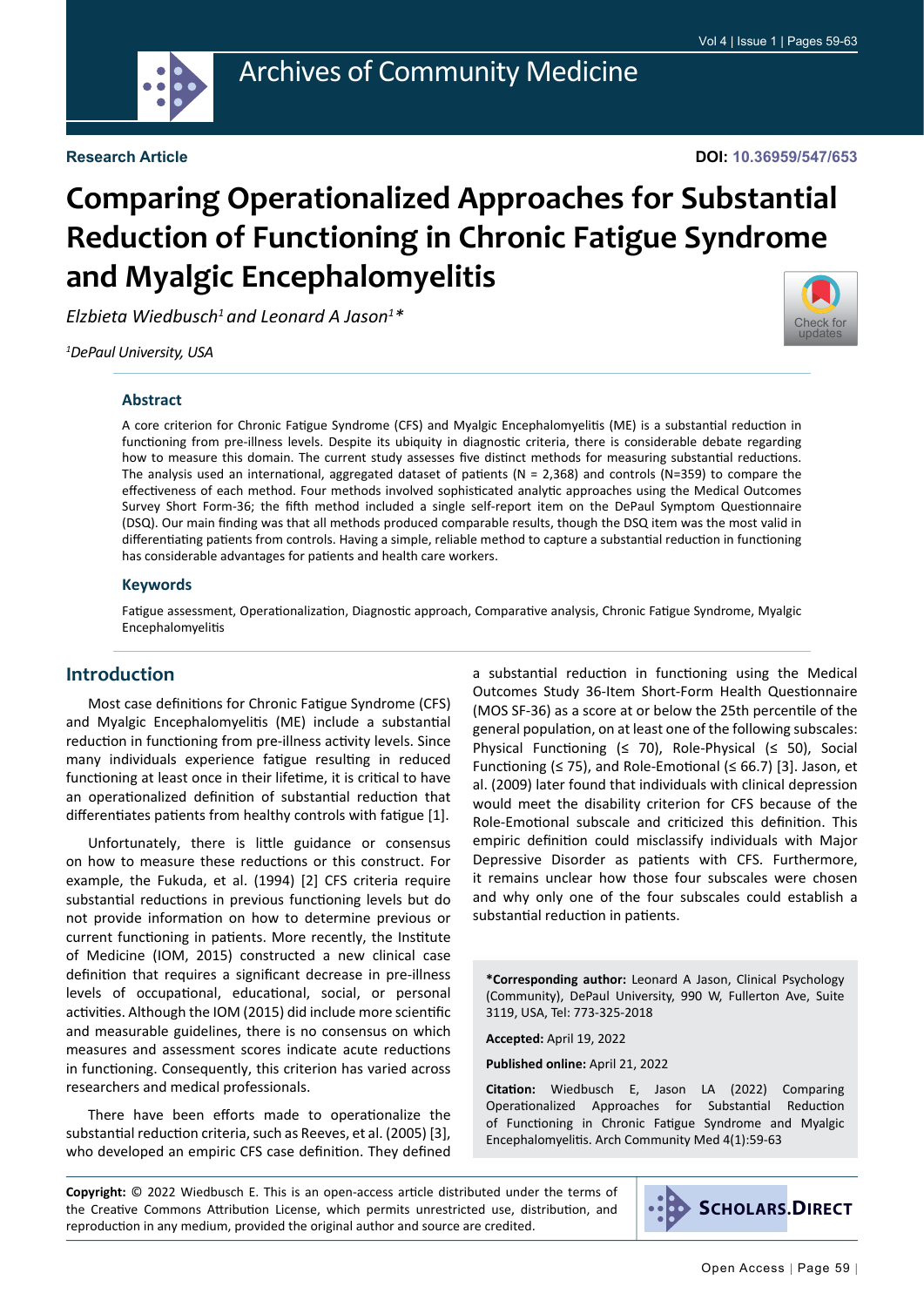**Research Article**

**DOI: 10.36959/547/653**

# Comparing Operationalized Approaches for Substantial Reduction of Functioning in Chronic Fatigue Syndrome and Myalgic Encephalomyelitis

*Elzbieta Wiedbusch[1] and Leonard A Jason[1]**

*[1]DePaul University, USA*

## Abstract

A core criterion for Chronic Fatigue Syndrome (CFS) and Myalgic Encephalomyelitis (ME) is a substantial reduction in functioning from pre-illness levels. Despite its ubiquity in diagnostic criteria, there is considerable debate regarding how to measure this domain. The current study assesses five distinct methods for measuring substantial reductions. The analysis used an international, aggregated dataset of patients (N = 2,368) and controls (N=359) to compare the effectiveness of each method. Four methods involved sophisticated analytic approaches using the Medical Outcomes Survey Short Form-36; the fifth method included a single self-report item on the DePaul Symptom Questionnaire (DSQ). Our main finding was that all methods produced comparable results, though the DSQ item was the most valid in differentiating patients from controls. Having a simple, reliable method to capture a substantial reduction in functioning has considerable advantages for patients and health care workers.

## Keywords

Fatigue assessment, Operationalization, Diagnostic approach, Comparative analysis, Chronic Fatigue Syndrome, Myalgic Encephalomyelitis

## Introduction

Most case definitions for Chronic Fatigue Syndrome (CFS) and Myalgic Encephalomyelitis (ME) include a substantial reduction in functioning from pre-illness activity levels. Since many individuals experience fatigue resulting in reduced functioning at least once in their lifetime, it is critical to have an operationalized definition of substantial reduction that differentiates patients from healthy controls with fatigue [1].

Unfortunately, there is little guidance or consensus on how to measure these reductions or this construct. For example, the Fukuda, et al. (1994) [2] CFS criteria require substantial reductions in previous functioning levels but do not provide information on how to determine previous or current functioning in patients. More recently, the Institute of Medicine (IOM, 2015) constructed a new clinical case definition that requires a significant decrease in pre-illness levels of occupational, educational, social, or personal activities. Although the IOM (2015) did include more scientific and measurable guidelines, there is no consensus on which measures and assessment scores indicate acute reductions in functioning. Consequently, this criterion has varied across researchers and medical professionals.

There have been efforts made to operationalize the substantial reduction criteria, such as Reeves, et al. (2005) [3], who developed an empiric CFS case definition. They defined a substantial reduction in functioning using the Medical Outcomes Study 36-Item Short-Form Health Questionnaire (MOS SF-36) as a score at or below the 25th percentile of the general population, on at least one of the following subscales: Physical Functioning (≤ 70), Role-Physical (≤ 50), Social Functioning (≤ 75), and Role-Emotional (≤ 66.7) [3]. Jason, et al. (2009) later found that individuals with clinical depression would meet the disability criterion for CFS because of the Role-Emotional subscale and criticized this definition. This empiric definition could misclassify individuals with Major Depressive Disorder as patients with CFS. Furthermore, it remains unclear how those four subscales were chosen and why only one of the four subscales could establish a substantial reduction in patients.

**\*Corresponding author:** Leonard A Jason, Clinical Psychology (Community), DePaul University, 990 W, Fullerton Ave, Suite 3119, USA, Tel: 773-325-2018

**Accepted:** April 19, 2022

**Published online:** April 21, 2022

**Citation:** Wiedbusch E, Jason LA (2022) Comparing Operationalized Approaches for Substantial Reduction of Functioning in Chronic Fatigue Syndrome and Myalgic Encephalomyelitis. Arch Community Med 4(1):59-63

**Copyright:** © 2022 Wiedbusch E. This is an open-access article distributed under the terms of the Creative Commons Attribution License, which permits unrestricted use, distribution, and reproduction in any medium, provided the original author and source are credited.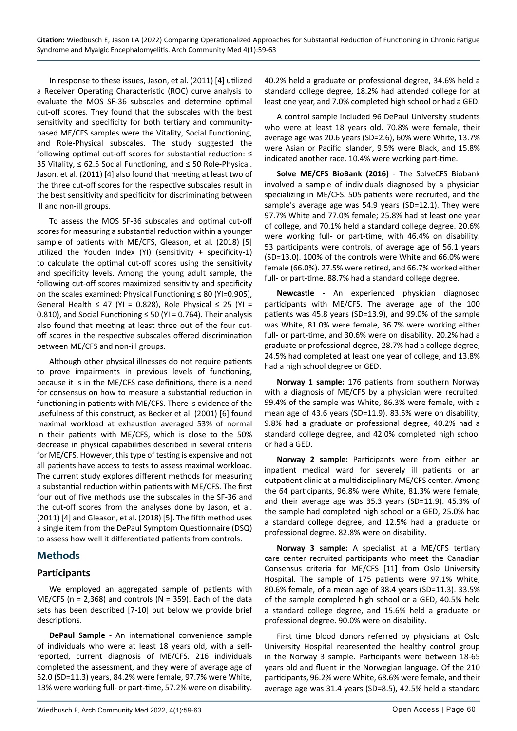In response to these issues, Jason, et al. (2011) [4] utilized a Receiver Operating Characteristic (ROC) curve analysis to evaluate the MOS SF-36 subscales and determine optimal cut-off scores. They found that the subscales with the best sensitivity and specificity for both tertiary and community-based ME/CFS samples were the Vitality, Social Functioning, and Role-Physical subscales. The study suggested the following optimal cut-off scores for substantial reduction: ≤ 35 Vitality, ≤ 62.5 Social Functioning, and ≤ 50 Role-Physical. Jason, et al. (2011) [4] also found that meeting at least two of the three cut-off scores for the respective subscales result in the best sensitivity and specificity for discriminating between ill and non-ill groups.

To assess the MOS SF-36 subscales and optimal cut-off scores for measuring a substantial reduction within a younger sample of patients with ME/CFS, Gleason, et al. (2018) [5] utilized the Youden Index (YI) (sensitivity + specificity-1) to calculate the optimal cut-off scores using the sensitivity and specificity levels. Among the young adult sample, the following cut-off scores maximized sensitivity and specificity on the scales examined: Physical Functioning ≤ 80 (YI=0.905), General Health ≤ 47 (YI = 0.828), Role Physical ≤ 25 (YI = 0.810), and Social Functioning ≤ 50 (YI = 0.764). Their analysis also found that meeting at least three out of the four cut-off scores in the respective subscales offered discrimination between ME/CFS and non-ill groups.

Although other physical illnesses do not require patients to prove impairments in previous levels of functioning, because it is in the ME/CFS case definitions, there is a need for consensus on how to measure a substantial reduction in functioning in patients with ME/CFS. There is evidence of the usefulness of this construct, as Becker et al. (2001) [6] found maximal workload at exhaustion averaged 53% of normal in their patients with ME/CFS, which is close to the 50% decrease in physical capabilities described in several criteria for ME/CFS. However, this type of testing is expensive and not all patients have access to tests to assess maximal workload. The current study explores different methods for measuring a substantial reduction within patients with ME/CFS. The first four out of five methods use the subscales in the SF-36 and the cut-off scores from the analyses done by Jason, et al. (2011) [4] and Gleason, et al. (2018) [5]. The fifth method uses a single item from the DePaul Symptom Questionnaire (DSQ) to assess how well it differentiated patients from controls.

## Methods

### Participants

We employed an aggregated sample of patients with ME/CFS (n = 2,368) and controls (N = 359). Each of the data sets has been described [7-10] but below we provide brief descriptions.

**DePaul Sample** - An international convenience sample of individuals who were at least 18 years old, with a self-reported, current diagnosis of ME/CFS. 216 individuals completed the assessment, and they were of average age of 52.0 (SD=11.3) years, 84.2% were female, 97.7% were White, 13% were working full- or part-time, 57.2% were on disability. 40.2% held a graduate or professional degree, 34.6% held a standard college degree, 18.2% had attended college for at least one year, and 7.0% completed high school or had a GED.

A control sample included 96 DePaul University students who were at least 18 years old. 70.8% were female, their average age was 20.6 years (SD=2.6), 60% were White, 13.7% were Asian or Pacific Islander, 9.5% were Black, and 15.8% indicated another race. 10.4% were working part-time.

**Solve ME/CFS BioBank (2016)** - The SolveCFS Biobank involved a sample of individuals diagnosed by a physician specializing in ME/CFS. 505 patients were recruited, and the sample's average age was 54.9 years (SD=12.1). They were 97.7% White and 77.0% female; 25.8% had at least one year of college, and 70.1% held a standard college degree. 20.6% were working full- or part-time, with 46.4% on disability. 53 participants were controls, of average age of 56.1 years (SD=13.0). 100% of the controls were White and 66.0% were female (66.0%). 27.5% were retired, and 66.7% worked either full- or part-time. 88.7% had a standard college degree.

**Newcastle** - An experienced physician diagnosed participants with ME/CFS. The average age of the 100 patients was 45.8 years (SD=13.9), and 99.0% of the sample was White, 81.0% were female, 36.7% were working either full- or part-time, and 30.6% were on disability. 20.2% had a graduate or professional degree, 28.7% had a college degree, 24.5% had completed at least one year of college, and 13.8% had a high school degree or GED.

**Norway 1 sample:** 176 patients from southern Norway with a diagnosis of ME/CFS by a physician were recruited. 99.4% of the sample was White, 86.3% were female, with a mean age of 43.6 years (SD=11.9). 83.5% were on disability; 9.8% had a graduate or professional degree, 40.2% had a standard college degree, and 42.0% completed high school or had a GED.

**Norway 2 sample:** Participants were from either an inpatient medical ward for severely ill patients or an outpatient clinic at a multidisciplinary ME/CFS center. Among the 64 participants, 96.8% were White, 81.3% were female, and their average age was 35.3 years (SD=11.9). 45.3% of the sample had completed high school or a GED, 25.0% had a standard college degree, and 12.5% had a graduate or professional degree. 82.8% were on disability.

**Norway 3 sample:** A specialist at a ME/CFS tertiary care center recruited participants who meet the Canadian Consensus criteria for ME/CFS [11] from Oslo University Hospital. The sample of 175 patients were 97.1% White, 80.6% female, of a mean age of 38.4 years (SD=11.3). 33.5% of the sample completed high school or a GED, 40.5% held a standard college degree, and 15.6% held a graduate or professional degree. 90.0% were on disability.

First time blood donors referred by physicians at Oslo University Hospital represented the healthy control group in the Norway 3 sample. Participants were between 18-65 years old and fluent in the Norwegian language. Of the 210 participants, 96.2% were White, 68.6% were female, and their average age was 31.4 years (SD=8.5), 42.5% held a standard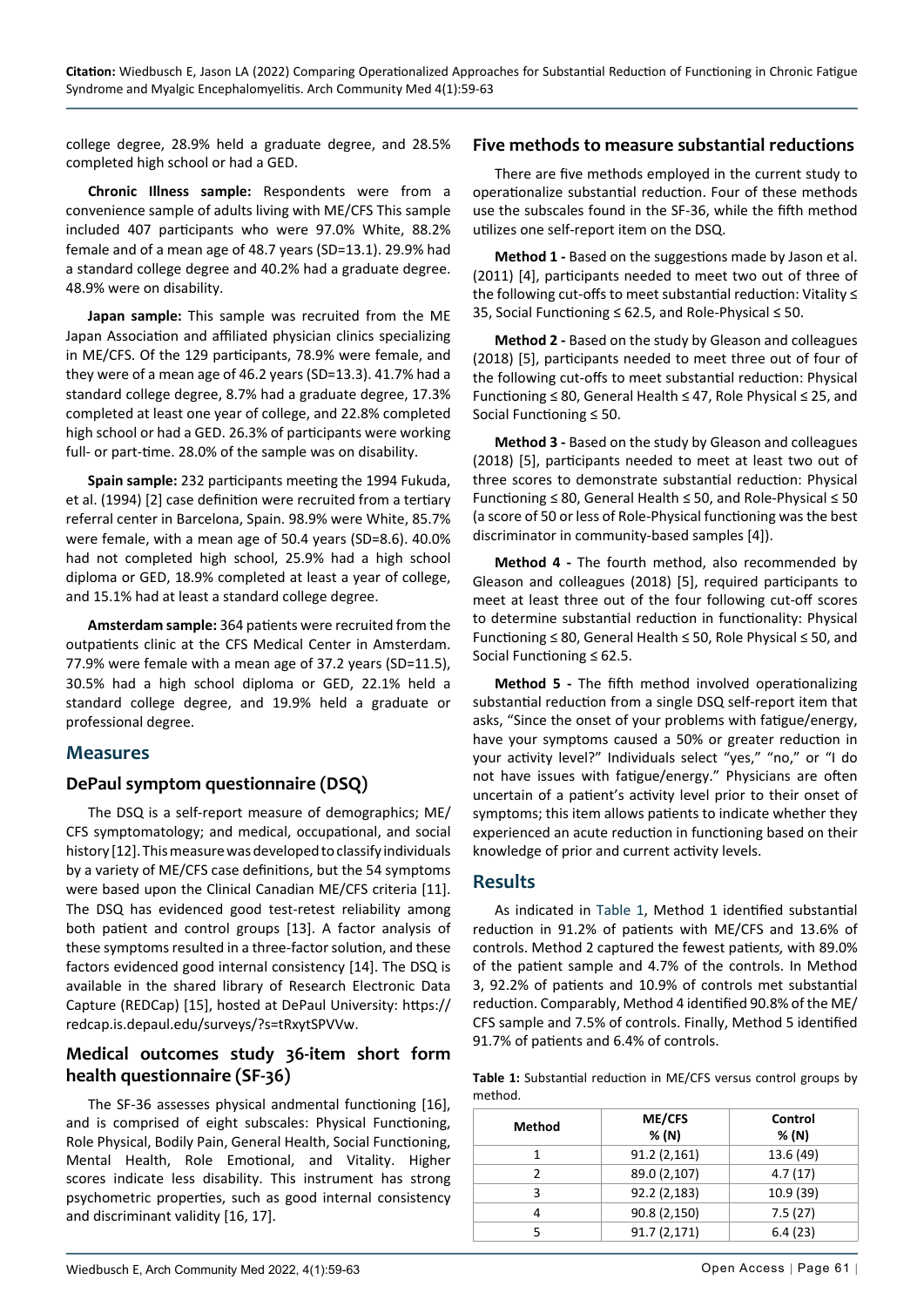college degree, 28.9% held a graduate degree, and 28.5% completed high school or had a GED.

**Chronic Illness sample:** Respondents were from a convenience sample of adults living with ME/CFS This sample included 407 participants who were 97.0% White, 88.2% female and of a mean age of 48.7 years (SD=13.1). 29.9% had a standard college degree and 40.2% had a graduate degree. 48.9% were on disability.

**Japan sample:** This sample was recruited from the ME Japan Association and affiliated physician clinics specializing in ME/CFS. Of the 129 participants, 78.9% were female, and they were of a mean age of 46.2 years (SD=13.3). 41.7% had a standard college degree, 8.7% had a graduate degree, 17.3% completed at least one year of college, and 22.8% completed high school or had a GED. 26.3% of participants were working full- or part-time. 28.0% of the sample was on disability.

**Spain sample:** 232 participants meeting the 1994 Fukuda, et al. (1994) [2] case definition were recruited from a tertiary referral center in Barcelona, Spain. 98.9% were White, 85.7% were female, with a mean age of 50.4 years (SD=8.6). 40.0% had not completed high school, 25.9% had a high school diploma or GED, 18.9% completed at least a year of college, and 15.1% had at least a standard college degree.

**Amsterdam sample:** 364 patients were recruited from the outpatients clinic at the CFS Medical Center in Amsterdam. 77.9% were female with a mean age of 37.2 years (SD=11.5), 30.5% had a high school diploma or GED, 22.1% held a standard college degree, and 19.9% held a graduate or professional degree.

## Measures

### DePaul symptom questionnaire (DSQ)

The DSQ is a self-report measure of demographics; ME/CFS symptomatology; and medical, occupational, and social history [12]. This measure was developed to classify individuals by a variety of ME/CFS case definitions, but the 54 symptoms were based upon the Clinical Canadian ME/CFS criteria [11]. The DSQ has evidenced good test-retest reliability among both patient and control groups [13]. A factor analysis of these symptoms resulted in a three-factor solution, and these factors evidenced good internal consistency [14]. The DSQ is available in the shared library of Research Electronic Data Capture (REDCap) [15], hosted at DePaul University: https://redcap.is.depaul.edu/surveys/?s=tRxytSPVVw.

### Medical outcomes study 36-item short form health questionnaire (SF-36)

The SF-36 assesses physical andmental functioning [16], and is comprised of eight subscales: Physical Functioning, Role Physical, Bodily Pain, General Health, Social Functioning, Mental Health, Role Emotional, and Vitality. Higher scores indicate less disability. This instrument has strong psychometric properties, such as good internal consistency and discriminant validity [16, 17].

### Five methods to measure substantial reductions

There are five methods employed in the current study to operationalize substantial reduction. Four of these methods use the subscales found in the SF-36, while the fifth method utilizes one self-report item on the DSQ.

**Method 1 -** Based on the suggestions made by Jason et al. (2011) [4], participants needed to meet two out of three of the following cut-offs to meet substantial reduction: Vitality ≤ 35, Social Functioning ≤ 62.5, and Role-Physical ≤ 50.

**Method 2 -** Based on the study by Gleason and colleagues (2018) [5], participants needed to meet three out of four of the following cut-offs to meet substantial reduction: Physical Functioning ≤ 80, General Health ≤ 47, Role Physical ≤ 25, and Social Functioning ≤ 50.

**Method 3 -** Based on the study by Gleason and colleagues (2018) [5], participants needed to meet at least two out of three scores to demonstrate substantial reduction: Physical Functioning ≤ 80, General Health ≤ 50, and Role-Physical ≤ 50 (a score of 50 or less of Role-Physical functioning was the best discriminator in community-based samples [4]).

**Method 4 -** The fourth method, also recommended by Gleason and colleagues (2018) [5], required participants to meet at least three out of the four following cut-off scores to determine substantial reduction in functionality: Physical Functioning ≤ 80, General Health ≤ 50, Role Physical ≤ 50, and Social Functioning ≤ 62.5.

**Method 5 -** The fifth method involved operationalizing substantial reduction from a single DSQ self-report item that asks, "Since the onset of your problems with fatigue/energy, have your symptoms caused a 50% or greater reduction in your activity level?" Individuals select "yes," "no," or "I do not have issues with fatigue/energy." Physicians are often uncertain of a patient's activity level prior to their onset of symptoms; this item allows patients to indicate whether they experienced an acute reduction in functioning based on their knowledge of prior and current activity levels.

## Results

As indicated in Table 1, Method 1 identified substantial reduction in 91.2% of patients with ME/CFS and 13.6% of controls. Method 2 captured the fewest patients, with 89.0% of the patient sample and 4.7% of the controls. In Method 3, 92.2% of patients and 10.9% of controls met substantial reduction. Comparably, Method 4 identified 90.8% of the ME/CFS sample and 7.5% of controls. Finally, Method 5 identified 91.7% of patients and 6.4% of controls.

**Table 1:** Substantial reduction in ME/CFS versus control groups by method.

| Method | ME/CFS % (N) | Control % (N) |
|---|---|---|
| 1 | 91.2 (2,161) | 13.6 (49) |
| 2 | 89.0 (2,107) | 4.7 (17) |
| 3 | 92.2 (2,183) | 10.9 (39) |
| 4 | 90.8 (2,150) | 7.5 (27) |
| 5 | 91.7 (2,171) | 6.4 (23) |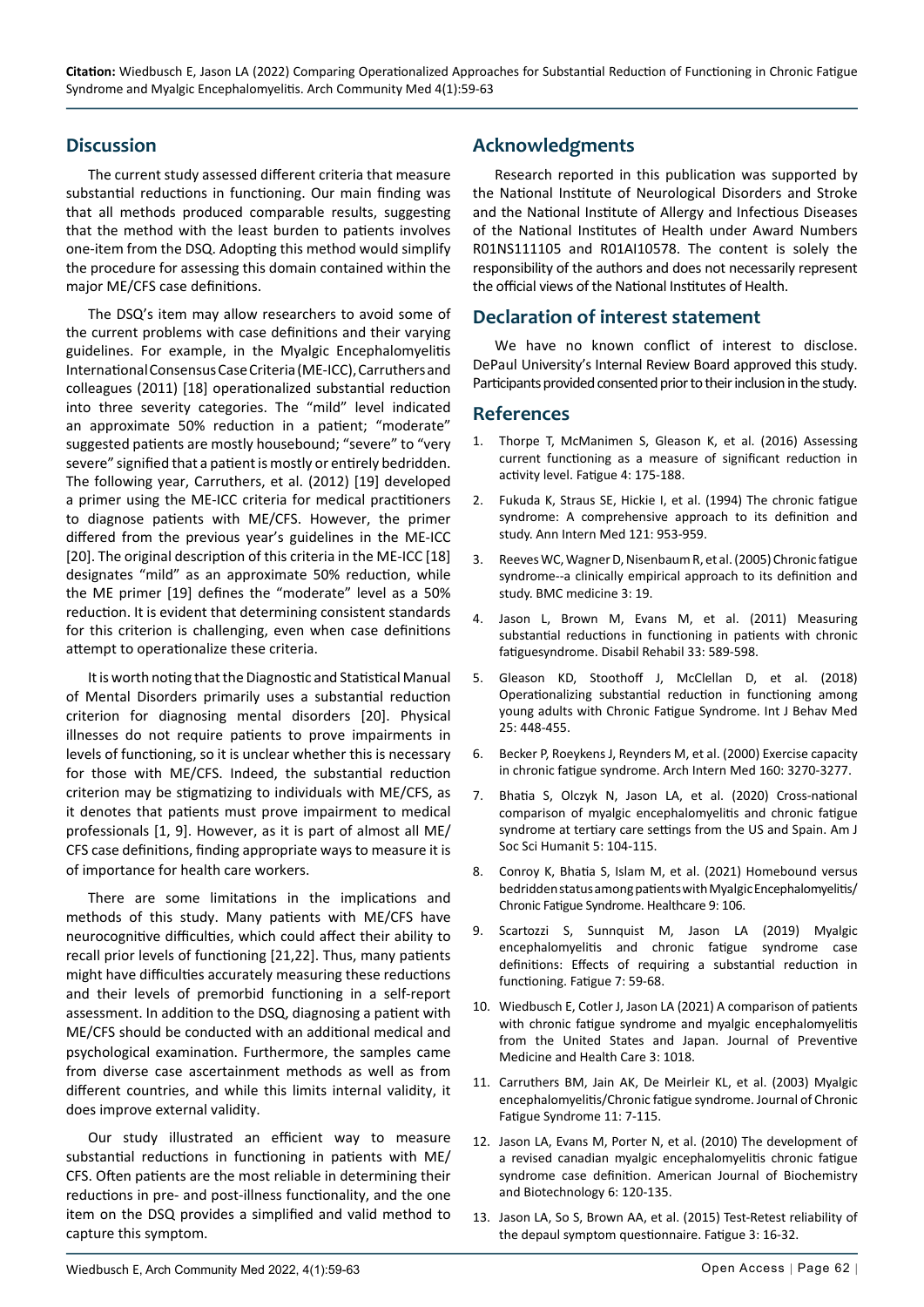## Discussion

The current study assessed different criteria that measure substantial reductions in functioning. Our main finding was that all methods produced comparable results, suggesting that the method with the least burden to patients involves one-item from the DSQ. Adopting this method would simplify the procedure for assessing this domain contained within the major ME/CFS case definitions.

The DSQ's item may allow researchers to avoid some of the current problems with case definitions and their varying guidelines. For example, in the Myalgic Encephalomyelitis International Consensus Case Criteria (ME-ICC), Carruthers and colleagues (2011) [18] operationalized substantial reduction into three severity categories. The "mild" level indicated an approximate 50% reduction in a patient; "moderate" suggested patients are mostly housebound; "severe" to "very severe" signified that a patient is mostly or entirely bedridden. The following year, Carruthers, et al. (2012) [19] developed a primer using the ME-ICC criteria for medical practitioners to diagnose patients with ME/CFS. However, the primer differed from the previous year's guidelines in the ME-ICC [20]. The original description of this criteria in the ME-ICC [18] designates "mild" as an approximate 50% reduction, while the ME primer [19] defines the "moderate" level as a 50% reduction. It is evident that determining consistent standards for this criterion is challenging, even when case definitions attempt to operationalize these criteria.

It is worth noting that the Diagnostic and Statistical Manual of Mental Disorders primarily uses a substantial reduction criterion for diagnosing mental disorders [20]. Physical illnesses do not require patients to prove impairments in levels of functioning, so it is unclear whether this is necessary for those with ME/CFS. Indeed, the substantial reduction criterion may be stigmatizing to individuals with ME/CFS, as it denotes that patients must prove impairment to medical professionals [1, 9]. However, as it is part of almost all ME/CFS case definitions, finding appropriate ways to measure it is of importance for health care workers.

There are some limitations in the implications and methods of this study. Many patients with ME/CFS have neurocognitive difficulties, which could affect their ability to recall prior levels of functioning [21,22]. Thus, many patients might have difficulties accurately measuring these reductions and their levels of premorbid functioning in a self-report assessment. In addition to the DSQ, diagnosing a patient with ME/CFS should be conducted with an additional medical and psychological examination. Furthermore, the samples came from diverse case ascertainment methods as well as from different countries, and while this limits internal validity, it does improve external validity.

Our study illustrated an efficient way to measure substantial reductions in functioning in patients with ME/CFS. Often patients are the most reliable in determining their reductions in pre- and post-illness functionality, and the one item on the DSQ provides a simplified and valid method to capture this symptom.

## Acknowledgments

Research reported in this publication was supported by the National Institute of Neurological Disorders and Stroke and the National Institute of Allergy and Infectious Diseases of the National Institutes of Health under Award Numbers R01NS111105 and R01AI10578. The content is solely the responsibility of the authors and does not necessarily represent the official views of the National Institutes of Health.

## Declaration of interest statement

We have no known conflict of interest to disclose. DePaul University's Internal Review Board approved this study. Participants provided consented prior to their inclusion in the study.

## References

1. Thorpe T, McManimen S, Gleason K, et al. (2016) Assessing current functioning as a measure of significant reduction in activity level. Fatigue 4: 175-188.
2. Fukuda K, Straus SE, Hickie I, et al. (1994) The chronic fatigue syndrome: A comprehensive approach to its definition and study. Ann Intern Med 121: 953-959.
3. Reeves WC, Wagner D, Nisenbaum R, et al. (2005) Chronic fatigue syndrome--a clinically empirical approach to its definition and study. BMC medicine 3: 19.
4. Jason L, Brown M, Evans M, et al. (2011) Measuring substantial reductions in functioning in patients with chronic fatiguesyndrome. Disabil Rehabil 33: 589-598.
5. Gleason KD, Stoothoff J, McClellan D, et al. (2018) Operationalizing substantial reduction in functioning among young adults with Chronic Fatigue Syndrome. Int J Behav Med 25: 448-455.
6. Becker P, Roeykens J, Reynders M, et al. (2000) Exercise capacity in chronic fatigue syndrome. Arch Intern Med 160: 3270-3277.
7. Bhatia S, Olczyk N, Jason LA, et al. (2020) Cross-national comparison of myalgic encephalomyelitis and chronic fatigue syndrome at tertiary care settings from the US and Spain. Am J Soc Sci Humanit 5: 104-115.
8. Conroy K, Bhatia S, Islam M, et al. (2021) Homebound versus bedridden status among patients with Myalgic Encephalomyelitis/Chronic Fatigue Syndrome. Healthcare 9: 106.
9. Scartozzi S, Sunnquist M, Jason LA (2019) Myalgic encephalomyelitis and chronic fatigue syndrome case definitions: Effects of requiring a substantial reduction in functioning. Fatigue 7: 59-68.
10. Wiedbusch E, Cotler J, Jason LA (2021) A comparison of patients with chronic fatigue syndrome and myalgic encephalomyelitis from the United States and Japan. Journal of Preventive Medicine and Health Care 3: 1018.
11. Carruthers BM, Jain AK, De Meirleir KL, et al. (2003) Myalgic encephalomyelitis/Chronic fatigue syndrome. Journal of Chronic Fatigue Syndrome 11: 7-115.
12. Jason LA, Evans M, Porter N, et al. (2010) The development of a revised canadian myalgic encephalomyelitis chronic fatigue syndrome case definition. American Journal of Biochemistry and Biotechnology 6: 120-135.
13. Jason LA, So S, Brown AA, et al. (2015) Test-Retest reliability of the depaul symptom questionnaire. Fatigue 3: 16-32.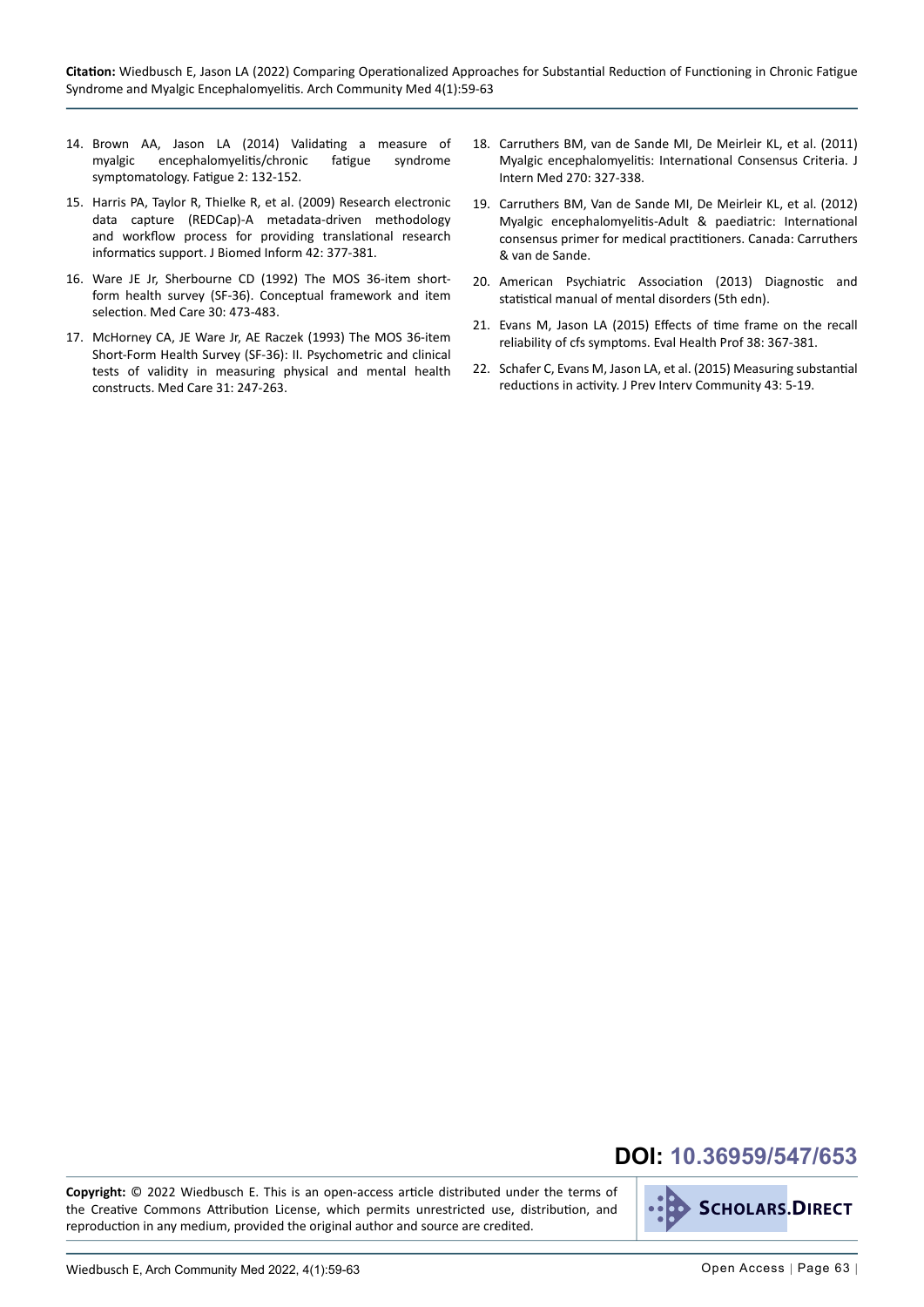14. Brown AA, Jason LA (2014) Validating a measure of myalgic encephalomyelitis/chronic fatigue syndrome symptomatology. Fatigue 2: 132-152.
15. Harris PA, Taylor R, Thielke R, et al. (2009) Research electronic data capture (REDCap)-A metadata-driven methodology and workflow process for providing translational research informatics support. J Biomed Inform 42: 377-381.
16. Ware JE Jr, Sherbourne CD (1992) The MOS 36-item short-form health survey (SF-36). Conceptual framework and item selection. Med Care 30: 473-483.
17. McHorney CA, JE Ware Jr, AE Raczek (1993) The MOS 36-item Short-Form Health Survey (SF-36): II. Psychometric and clinical tests of validity in measuring physical and mental health constructs. Med Care 31: 247-263.
18. Carruthers BM, van de Sande MI, De Meirleir KL, et al. (2011) Myalgic encephalomyelitis: International Consensus Criteria. J Intern Med 270: 327-338.
19. Carruthers BM, Van de Sande MI, De Meirleir KL, et al. (2012) Myalgic encephalomyelitis-Adult & paediatric: International consensus primer for medical practitioners. Canada: Carruthers & van de Sande.
20. American Psychiatric Association (2013) Diagnostic and statistical manual of mental disorders (5th edn).
21. Evans M, Jason LA (2015) Effects of time frame on the recall reliability of cfs symptoms. Eval Health Prof 38: 367-381.
22. Schafer C, Evans M, Jason LA, et al. (2015) Measuring substantial reductions in activity. J Prev Interv Community 43: 5-19.

**DOI: 10.36959/547/653**

**Copyright:** © 2022 Wiedbusch E. This is an open-access article distributed under the terms of the Creative Commons Attribution License, which permits unrestricted use, distribution, and reproduction in any medium, provided the original author and source are credited.